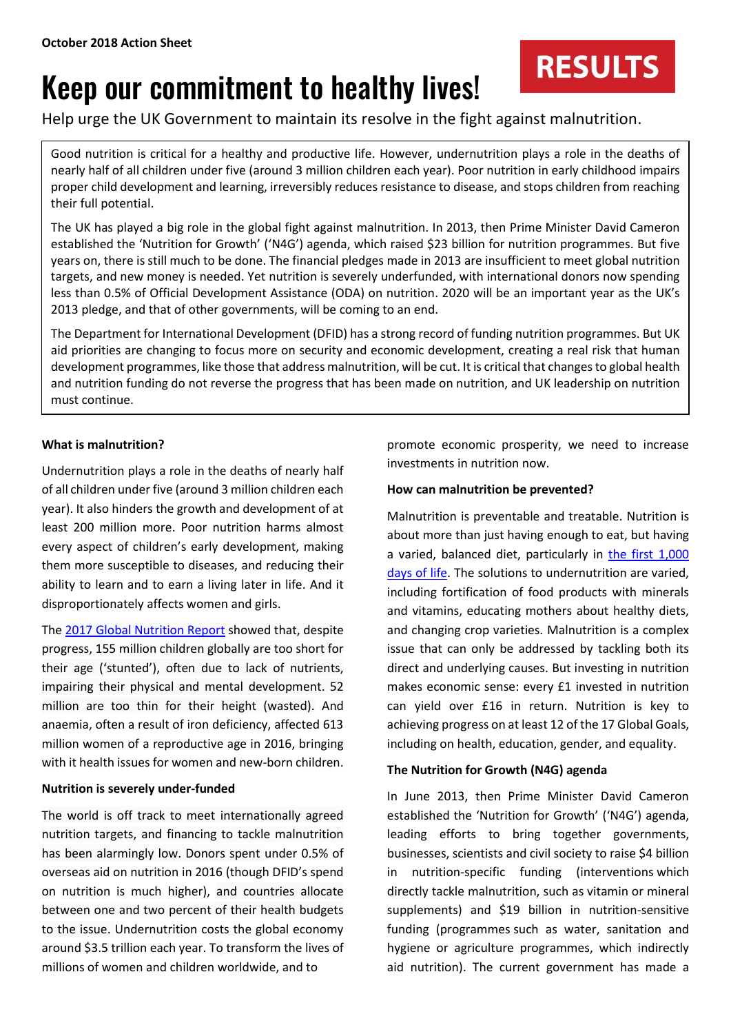**October 2018 Action Sheet**

**RESULTS**

# Keep our commitment to healthy lives!

Help urge the UK Government to maintain its resolve in the fight against malnutrition.

Good nutrition is critical for a healthy and productive life. However, undernutrition plays a role in the deaths of nearly half of all children under five (around 3 million children each year). Poor nutrition in early childhood impairs proper child development and learning, irreversibly reduces resistance to disease, and stops children from reaching their full potential.

The UK has played a big role in the global fight against malnutrition. In 2013, then Prime Minister David Cameron established the 'Nutrition for Growth' ('N4G') agenda, which raised $23 billion for nutrition programmes. But five years on, there is still much to be done. The financial pledges made in 2013 are insufficient to meet global nutrition targets, and new money is needed. Yet nutrition is severely underfunded, with international donors now spending less than 0.5% of Official Development Assistance (ODA) on nutrition. 2020 will be an important year as the UK's 2013 pledge, and that of other governments, will be coming to an end.

The Department for International Development (DFID) has a strong record of funding nutrition programmes. But UK aid priorities are changing to focus more on security and economic development, creating a real risk that human development programmes, like those that address malnutrition, will be cut. It is critical that changes to global health and nutrition funding do not reverse the progress that has been made on nutrition, and UK leadership on nutrition must continue.

**What is malnutrition?**

Undernutrition plays a role in the deaths of nearly half of all children under five (around 3 million children each year). It also hinders the growth and development of at least 200 million more. Poor nutrition harms almost every aspect of children's early development, making them more susceptible to diseases, and reducing their ability to learn and to earn a living later in life. And it disproportionately affects women and girls.

The 2017 Global Nutrition Report showed that, despite progress, 155 million children globally are too short for their age ('stunted'), often due to lack of nutrients, impairing their physical and mental development. 52 million are too thin for their height (wasted). And anaemia, often a result of iron deficiency, affected 613 million women of a reproductive age in 2016, bringing with it health issues for women and new-born children.

**Nutrition is severely under-funded**

The world is off track to meet internationally agreed nutrition targets, and financing to tackle malnutrition has been alarmingly low. Donors spent under 0.5% of overseas aid on nutrition in 2016 (though DFID's spend on nutrition is much higher), and countries allocate between one and two percent of their health budgets to the issue. Undernutrition costs the global economy around $3.5 trillion each year. To transform the lives of millions of women and children worldwide, and to promote economic prosperity, we need to increase investments in nutrition now.

**How can malnutrition be prevented?**

Malnutrition is preventable and treatable. Nutrition is about more than just having enough to eat, but having a varied, balanced diet, particularly in the first 1,000 days of life. The solutions to undernutrition are varied, including fortification of food products with minerals and vitamins, educating mothers about healthy diets, and changing crop varieties. Malnutrition is a complex issue that can only be addressed by tackling both its direct and underlying causes. But investing in nutrition makes economic sense: every £1 invested in nutrition can yield over £16 in return. Nutrition is key to achieving progress on at least 12 of the 17 Global Goals, including on health, education, gender, and equality.

**The Nutrition for Growth (N4G) agenda**

In June 2013, then Prime Minister David Cameron established the 'Nutrition for Growth' ('N4G') agenda, leading efforts to bring together governments, businesses, scientists and civil society to raise $4 billion in nutrition-specific funding (interventions which directly tackle malnutrition, such as vitamin or mineral supplements) and $19 billion in nutrition-sensitive funding (programmes such as water, sanitation and hygiene or agriculture programmes, which indirectly aid nutrition). The current government has made a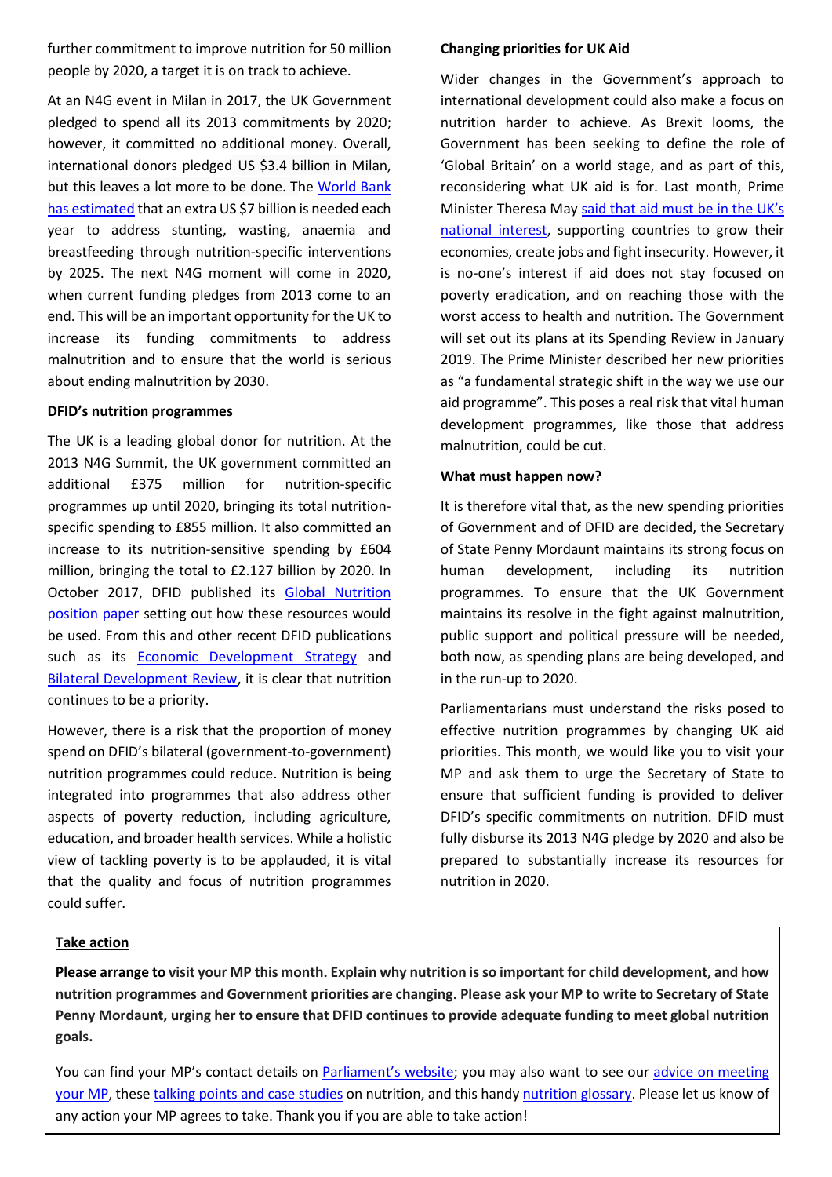further commitment to improve nutrition for 50 million people by 2020, a target it is on track to achieve.

At an N4G event in Milan in 2017, the UK Government pledged to spend all its 2013 commitments by 2020; however, it committed no additional money. Overall, international donors pledged US $3.4 billion in Milan, but this leaves a lot more to be done. The World Bank has estimated that an extra US $7 billion is needed each year to address stunting, wasting, anaemia and breastfeeding through nutrition-specific interventions by 2025. The next N4G moment will come in 2020, when current funding pledges from 2013 come to an end. This will be an important opportunity for the UK to increase its funding commitments to address malnutrition and to ensure that the world is serious about ending malnutrition by 2030.

**DFID's nutrition programmes**

The UK is a leading global donor for nutrition. At the 2013 N4G Summit, the UK government committed an additional £375 million for nutrition-specific programmes up until 2020, bringing its total nutrition-specific spending to £855 million. It also committed an increase to its nutrition-sensitive spending by £604 million, bringing the total to £2.127 billion by 2020. In October 2017, DFID published its Global Nutrition position paper setting out how these resources would be used. From this and other recent DFID publications such as its Economic Development Strategy and Bilateral Development Review, it is clear that nutrition continues to be a priority.

However, there is a risk that the proportion of money spend on DFID's bilateral (government-to-government) nutrition programmes could reduce. Nutrition is being integrated into programmes that also address other aspects of poverty reduction, including agriculture, education, and broader health services. While a holistic view of tackling poverty is to be applauded, it is vital that the quality and focus of nutrition programmes could suffer.

**Changing priorities for UK Aid**

Wider changes in the Government's approach to international development could also make a focus on nutrition harder to achieve. As Brexit looms, the Government has been seeking to define the role of 'Global Britain' on a world stage, and as part of this, reconsidering what UK aid is for. Last month, Prime Minister Theresa May said that aid must be in the UK's national interest, supporting countries to grow their economies, create jobs and fight insecurity. However, it is no-one's interest if aid does not stay focused on poverty eradication, and on reaching those with the worst access to health and nutrition. The Government will set out its plans at its Spending Review in January 2019. The Prime Minister described her new priorities as "a fundamental strategic shift in the way we use our aid programme". This poses a real risk that vital human development programmes, like those that address malnutrition, could be cut.

**What must happen now?**

It is therefore vital that, as the new spending priorities of Government and of DFID are decided, the Secretary of State Penny Mordaunt maintains its strong focus on human development, including its nutrition programmes. To ensure that the UK Government maintains its resolve in the fight against malnutrition, public support and political pressure will be needed, both now, as spending plans are being developed, and in the run-up to 2020.

Parliamentarians must understand the risks posed to effective nutrition programmes by changing UK aid priorities. This month, we would like you to visit your MP and ask them to urge the Secretary of State to ensure that sufficient funding is provided to deliver DFID's specific commitments on nutrition. DFID must fully disburse its 2013 N4G pledge by 2020 and also be prepared to substantially increase its resources for nutrition in 2020.

**Take action**

**Please arrange to visit your MP this month. Explain why nutrition is so important for child development, and how nutrition programmes and Government priorities are changing. Please ask your MP to write to Secretary of State Penny Mordaunt, urging her to ensure that DFID continues to provide adequate funding to meet global nutrition goals.**

You can find your MP's contact details on Parliament's website; you may also want to see our advice on meeting your MP, these talking points and case studies on nutrition, and this handy nutrition glossary. Please let us know of any action your MP agrees to take. Thank you if you are able to take action!